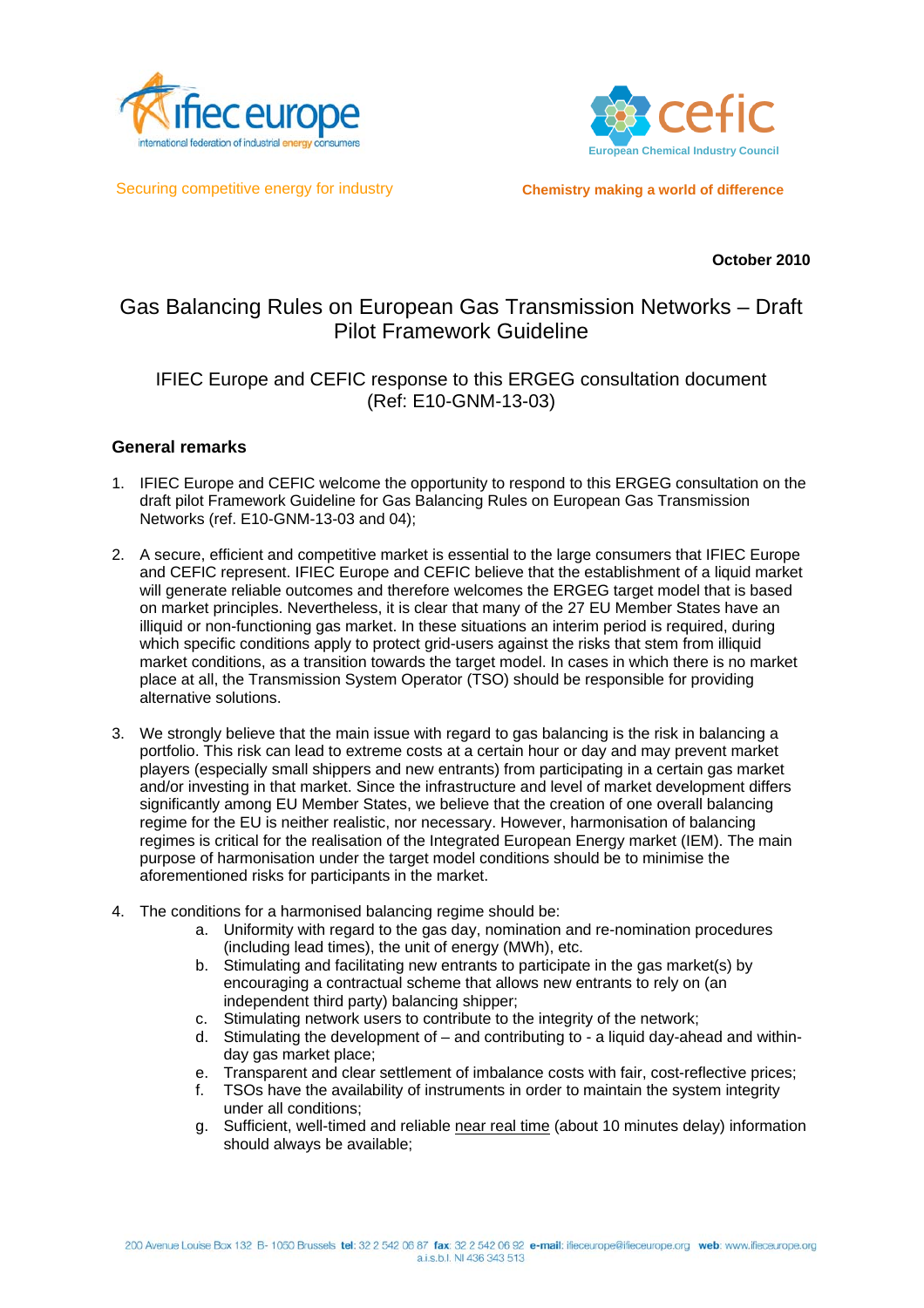ifiec europe
international federation of industrial energy consumers

cefic
European Chemical Industry Council

Securing competitive energy for industry

**Chemistry making a world of difference**

**October 2010**

# Gas Balancing Rules on European Gas Transmission Networks – Draft Pilot Framework Guideline

## IFIEC Europe and CEFIC response to this ERGEG consultation document (Ref: E10-GNM-13-03)

### General remarks

1. IFIEC Europe and CEFIC welcome the opportunity to respond to this ERGEG consultation on the draft pilot Framework Guideline for Gas Balancing Rules on European Gas Transmission Networks (ref. E10-GNM-13-03 and 04);

2. A secure, efficient and competitive market is essential to the large consumers that IFIEC Europe and CEFIC represent. IFIEC Europe and CEFIC believe that the establishment of a liquid market will generate reliable outcomes and therefore welcomes the ERGEG target model that is based on market principles. Nevertheless, it is clear that many of the 27 EU Member States have an illiquid or non-functioning gas market. In these situations an interim period is required, during which specific conditions apply to protect grid-users against the risks that stem from illiquid market conditions, as a transition towards the target model. In cases in which there is no market place at all, the Transmission System Operator (TSO) should be responsible for providing alternative solutions.

3. We strongly believe that the main issue with regard to gas balancing is the risk in balancing a portfolio. This risk can lead to extreme costs at a certain hour or day and may prevent market players (especially small shippers and new entrants) from participating in a certain gas market and/or investing in that market. Since the infrastructure and level of market development differs significantly among EU Member States, we believe that the creation of one overall balancing regime for the EU is neither realistic, nor necessary. However, harmonisation of balancing regimes is critical for the realisation of the Integrated European Energy market (IEM). The main purpose of harmonisation under the target model conditions should be to minimise the aforementioned risks for participants in the market.

4. The conditions for a harmonised balancing regime should be:
   a. Uniformity with regard to the gas day, nomination and re-nomination procedures (including lead times), the unit of energy (MWh), etc.
   b. Stimulating and facilitating new entrants to participate in the gas market(s) by encouraging a contractual scheme that allows new entrants to rely on (an independent third party) balancing shipper;
   c. Stimulating network users to contribute to the integrity of the network;
   d. Stimulating the development of – and contributing to - a liquid day-ahead and within-day gas market place;
   e. Transparent and clear settlement of imbalance costs with fair, cost-reflective prices;
   f. TSOs have the availability of instruments in order to maintain the system integrity under all conditions;
   g. Sufficient, well-timed and reliable near real time (about 10 minutes delay) information should always be available;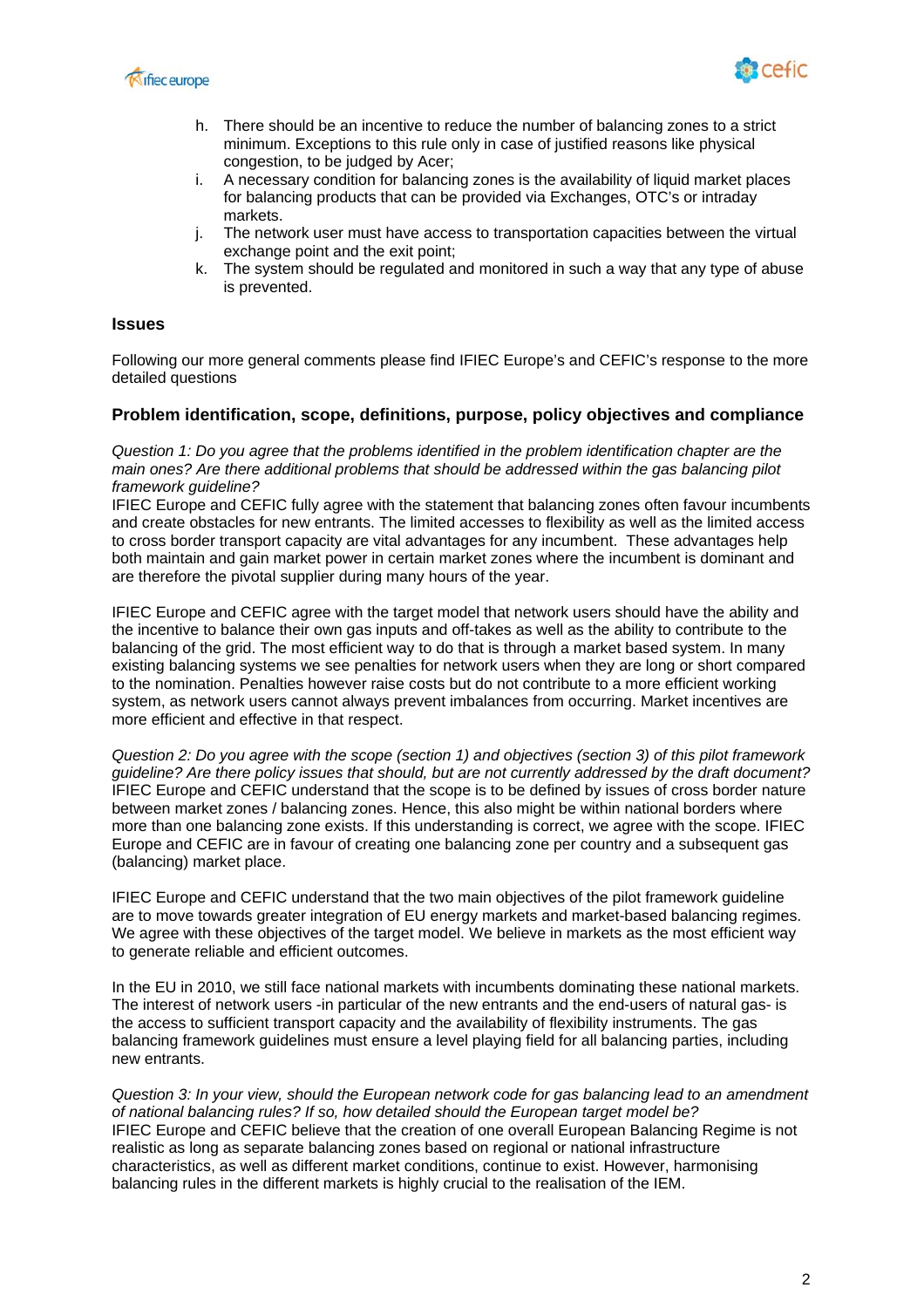h. There should be an incentive to reduce the number of balancing zones to a strict minimum. Exceptions to this rule only in case of justified reasons like physical congestion, to be judged by Acer;
i. A necessary condition for balancing zones is the availability of liquid market places for balancing products that can be provided via Exchanges, OTC's or intraday markets.
j. The network user must have access to transportation capacities between the virtual exchange point and the exit point;
k. The system should be regulated and monitored in such a way that any type of abuse is prevented.

## Issues

Following our more general comments please find IFIEC Europe's and CEFIC's response to the more detailed questions

## Problem identification, scope, definitions, purpose, policy objectives and compliance

*Question 1: Do you agree that the problems identified in the problem identification chapter are the main ones? Are there additional problems that should be addressed within the gas balancing pilot framework guideline?*
IFIEC Europe and CEFIC fully agree with the statement that balancing zones often favour incumbents and create obstacles for new entrants. The limited accesses to flexibility as well as the limited access to cross border transport capacity are vital advantages for any incumbent. These advantages help both maintain and gain market power in certain market zones where the incumbent is dominant and are therefore the pivotal supplier during many hours of the year.

IFIEC Europe and CEFIC agree with the target model that network users should have the ability and the incentive to balance their own gas inputs and off-takes as well as the ability to contribute to the balancing of the grid. The most efficient way to do that is through a market based system. In many existing balancing systems we see penalties for network users when they are long or short compared to the nomination. Penalties however raise costs but do not contribute to a more efficient working system, as network users cannot always prevent imbalances from occurring. Market incentives are more efficient and effective in that respect.

*Question 2: Do you agree with the scope (section 1) and objectives (section 3) of this pilot framework guideline? Are there policy issues that should, but are not currently addressed by the draft document?*
IFIEC Europe and CEFIC understand that the scope is to be defined by issues of cross border nature between market zones / balancing zones. Hence, this also might be within national borders where more than one balancing zone exists. If this understanding is correct, we agree with the scope. IFIEC Europe and CEFIC are in favour of creating one balancing zone per country and a subsequent gas (balancing) market place.

IFIEC Europe and CEFIC understand that the two main objectives of the pilot framework guideline are to move towards greater integration of EU energy markets and market-based balancing regimes. We agree with these objectives of the target model. We believe in markets as the most efficient way to generate reliable and efficient outcomes.

In the EU in 2010, we still face national markets with incumbents dominating these national markets. The interest of network users -in particular of the new entrants and the end-users of natural gas- is the access to sufficient transport capacity and the availability of flexibility instruments. The gas balancing framework guidelines must ensure a level playing field for all balancing parties, including new entrants.

*Question 3: In your view, should the European network code for gas balancing lead to an amendment of national balancing rules? If so, how detailed should the European target model be?*
IFIEC Europe and CEFIC believe that the creation of one overall European Balancing Regime is not realistic as long as separate balancing zones based on regional or national infrastructure characteristics, as well as different market conditions, continue to exist. However, harmonising balancing rules in the different markets is highly crucial to the realisation of the IEM.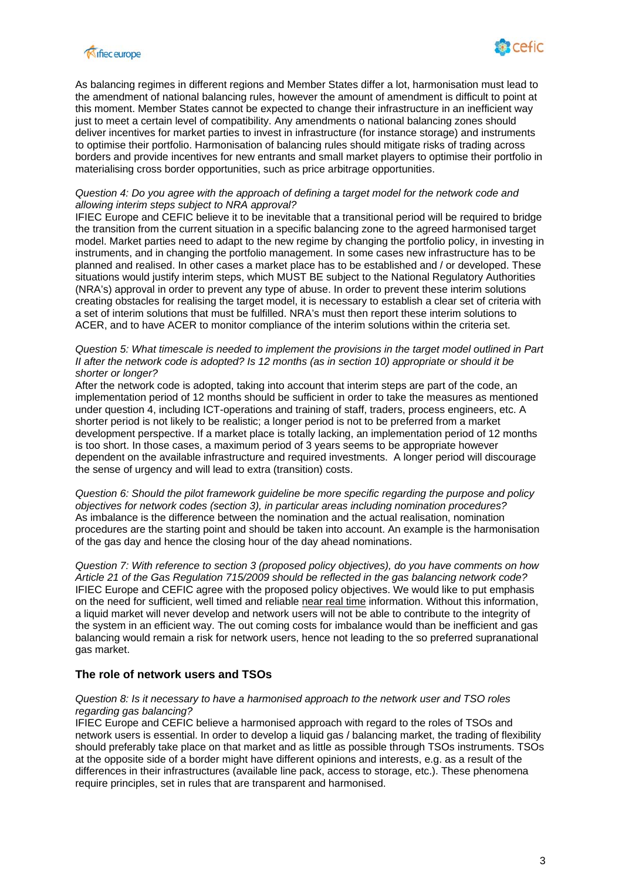As balancing regimes in different regions and Member States differ a lot, harmonisation must lead to the amendment of national balancing rules, however the amount of amendment is difficult to point at this moment. Member States cannot be expected to change their infrastructure in an inefficient way just to meet a certain level of compatibility. Any amendments o national balancing zones should deliver incentives for market parties to invest in infrastructure (for instance storage) and instruments to optimise their portfolio. Harmonisation of balancing rules should mitigate risks of trading across borders and provide incentives for new entrants and small market players to optimise their portfolio in materialising cross border opportunities, such as price arbitrage opportunities.

*Question 4: Do you agree with the approach of defining a target model for the network code and allowing interim steps subject to NRA approval?*

IFIEC Europe and CEFIC believe it to be inevitable that a transitional period will be required to bridge the transition from the current situation in a specific balancing zone to the agreed harmonised target model. Market parties need to adapt to the new regime by changing the portfolio policy, in investing in instruments, and in changing the portfolio management. In some cases new infrastructure has to be planned and realised. In other cases a market place has to be established and / or developed. These situations would justify interim steps, which MUST BE subject to the National Regulatory Authorities (NRA's) approval in order to prevent any type of abuse. In order to prevent these interim solutions creating obstacles for realising the target model, it is necessary to establish a clear set of criteria with a set of interim solutions that must be fulfilled. NRA's must then report these interim solutions to ACER, and to have ACER to monitor compliance of the interim solutions within the criteria set.

*Question 5: What timescale is needed to implement the provisions in the target model outlined in Part II after the network code is adopted? Is 12 months (as in section 10) appropriate or should it be shorter or longer?*

After the network code is adopted, taking into account that interim steps are part of the code, an implementation period of 12 months should be sufficient in order to take the measures as mentioned under question 4, including ICT-operations and training of staff, traders, process engineers, etc. A shorter period is not likely to be realistic; a longer period is not to be preferred from a market development perspective. If a market place is totally lacking, an implementation period of 12 months is too short. In those cases, a maximum period of 3 years seems to be appropriate however dependent on the available infrastructure and required investments. A longer period will discourage the sense of urgency and will lead to extra (transition) costs.

*Question 6: Should the pilot framework guideline be more specific regarding the purpose and policy objectives for network codes (section 3), in particular areas including nomination procedures?*

As imbalance is the difference between the nomination and the actual realisation, nomination procedures are the starting point and should be taken into account. An example is the harmonisation of the gas day and hence the closing hour of the day ahead nominations.

*Question 7: With reference to section 3 (proposed policy objectives), do you have comments on how Article 21 of the Gas Regulation 715/2009 should be reflected in the gas balancing network code?*

IFIEC Europe and CEFIC agree with the proposed policy objectives. We would like to put emphasis on the need for sufficient, well timed and reliable near real time information. Without this information, a liquid market will never develop and network users will not be able to contribute to the integrity of the system in an efficient way. The out coming costs for imbalance would than be inefficient and gas balancing would remain a risk for network users, hence not leading to the so preferred supranational gas market.

## The role of network users and TSOs

*Question 8: Is it necessary to have a harmonised approach to the network user and TSO roles regarding gas balancing?*

IFIEC Europe and CEFIC believe a harmonised approach with regard to the roles of TSOs and network users is essential. In order to develop a liquid gas / balancing market, the trading of flexibility should preferably take place on that market and as little as possible through TSOs instruments. TSOs at the opposite side of a border might have different opinions and interests, e.g. as a result of the differences in their infrastructures (available line pack, access to storage, etc.). These phenomena require principles, set in rules that are transparent and harmonised.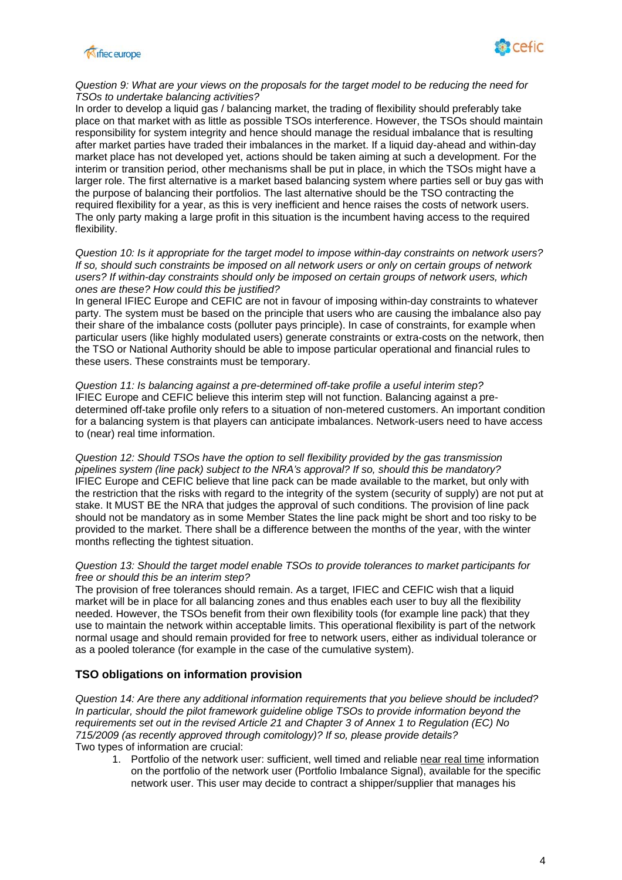*Question 9: What are your views on the proposals for the target model to be reducing the need for TSOs to undertake balancing activities?*
In order to develop a liquid gas / balancing market, the trading of flexibility should preferably take place on that market with as little as possible TSOs interference. However, the TSOs should maintain responsibility for system integrity and hence should manage the residual imbalance that is resulting after market parties have traded their imbalances in the market. If a liquid day-ahead and within-day market place has not developed yet, actions should be taken aiming at such a development. For the interim or transition period, other mechanisms shall be put in place, in which the TSOs might have a larger role. The first alternative is a market based balancing system where parties sell or buy gas with the purpose of balancing their portfolios. The last alternative should be the TSO contracting the required flexibility for a year, as this is very inefficient and hence raises the costs of network users. The only party making a large profit in this situation is the incumbent having access to the required flexibility.

*Question 10: Is it appropriate for the target model to impose within-day constraints on network users? If so, should such constraints be imposed on all network users or only on certain groups of network users? If within-day constraints should only be imposed on certain groups of network users, which ones are these? How could this be justified?*
In general IFIEC Europe and CEFIC are not in favour of imposing within-day constraints to whatever party. The system must be based on the principle that users who are causing the imbalance also pay their share of the imbalance costs (polluter pays principle). In case of constraints, for example when particular users (like highly modulated users) generate constraints or extra-costs on the network, then the TSO or National Authority should be able to impose particular operational and financial rules to these users. These constraints must be temporary.

*Question 11: Is balancing against a pre-determined off-take profile a useful interim step?*
IFIEC Europe and CEFIC believe this interim step will not function. Balancing against a pre-determined off-take profile only refers to a situation of non-metered customers. An important condition for a balancing system is that players can anticipate imbalances. Network-users need to have access to (near) real time information.

*Question 12: Should TSOs have the option to sell flexibility provided by the gas transmission pipelines system (line pack) subject to the NRA's approval? If so, should this be mandatory?*
IFIEC Europe and CEFIC believe that line pack can be made available to the market, but only with the restriction that the risks with regard to the integrity of the system (security of supply) are not put at stake. It MUST BE the NRA that judges the approval of such conditions. The provision of line pack should not be mandatory as in some Member States the line pack might be short and too risky to be provided to the market. There shall be a difference between the months of the year, with the winter months reflecting the tightest situation.

*Question 13: Should the target model enable TSOs to provide tolerances to market participants for free or should this be an interim step?*
The provision of free tolerances should remain. As a target, IFIEC and CEFIC wish that a liquid market will be in place for all balancing zones and thus enables each user to buy all the flexibility needed. However, the TSOs benefit from their own flexibility tools (for example line pack) that they use to maintain the network within acceptable limits. This operational flexibility is part of the network normal usage and should remain provided for free to network users, either as individual tolerance or as a pooled tolerance (for example in the case of the cumulative system).

## TSO obligations on information provision

*Question 14: Are there any additional information requirements that you believe should be included? In particular, should the pilot framework guideline oblige TSOs to provide information beyond the requirements set out in the revised Article 21 and Chapter 3 of Annex 1 to Regulation (EC) No 715/2009 (as recently approved through comitology)? If so, please provide details?*
Two types of information are crucial:

1. Portfolio of the network user: sufficient, well timed and reliable near real time information on the portfolio of the network user (Portfolio Imbalance Signal), available for the specific network user. This user may decide to contract a shipper/supplier that manages his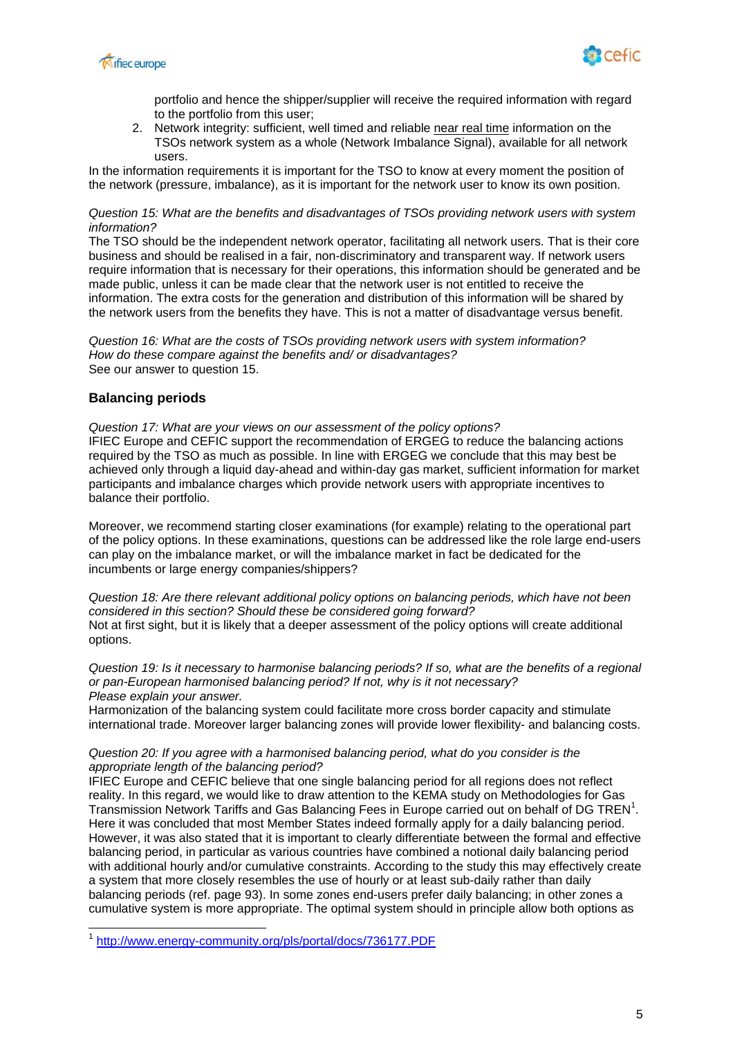portfolio and hence the shipper/supplier will receive the required information with regard to the portfolio from this user;

2. Network integrity: sufficient, well timed and reliable near real time information on the TSOs network system as a whole (Network Imbalance Signal), available for all network users.

In the information requirements it is important for the TSO to know at every moment the position of the network (pressure, imbalance), as it is important for the network user to know its own position.

*Question 15: What are the benefits and disadvantages of TSOs providing network users with system information?*

The TSO should be the independent network operator, facilitating all network users. That is their core business and should be realised in a fair, non-discriminatory and transparent way. If network users require information that is necessary for their operations, this information should be generated and be made public, unless it can be made clear that the network user is not entitled to receive the information. The extra costs for the generation and distribution of this information will be shared by the network users from the benefits they have. This is not a matter of disadvantage versus benefit.

*Question 16: What are the costs of TSOs providing network users with system information? How do these compare against the benefits and/ or disadvantages?*

See our answer to question 15.

## Balancing periods

*Question 17: What are your views on our assessment of the policy options?*

IFIEC Europe and CEFIC support the recommendation of ERGEG to reduce the balancing actions required by the TSO as much as possible. In line with ERGEG we conclude that this may best be achieved only through a liquid day-ahead and within-day gas market, sufficient information for market participants and imbalance charges which provide network users with appropriate incentives to balance their portfolio.

Moreover, we recommend starting closer examinations (for example) relating to the operational part of the policy options. In these examinations, questions can be addressed like the role large end-users can play on the imbalance market, or will the imbalance market in fact be dedicated for the incumbents or large energy companies/shippers?

*Question 18: Are there relevant additional policy options on balancing periods, which have not been considered in this section? Should these be considered going forward?*

Not at first sight, but it is likely that a deeper assessment of the policy options will create additional options.

*Question 19: Is it necessary to harmonise balancing periods? If so, what are the benefits of a regional or pan-European harmonised balancing period? If not, why is it not necessary? Please explain your answer.*

Harmonization of the balancing system could facilitate more cross border capacity and stimulate international trade. Moreover larger balancing zones will provide lower flexibility- and balancing costs.

*Question 20: If you agree with a harmonised balancing period, what do you consider is the appropriate length of the balancing period?*

IFIEC Europe and CEFIC believe that one single balancing period for all regions does not reflect reality. In this regard, we would like to draw attention to the KEMA study on Methodologies for Gas Transmission Network Tariffs and Gas Balancing Fees in Europe carried out on behalf of DG TREN[1]. Here it was concluded that most Member States indeed formally apply for a daily balancing period. However, it was also stated that it is important to clearly differentiate between the formal and effective balancing period, in particular as various countries have combined a notional daily balancing period with additional hourly and/or cumulative constraints. According to the study this may effectively create a system that more closely resembles the use of hourly or at least sub-daily rather than daily balancing periods (ref. page 93). In some zones end-users prefer daily balancing; in other zones a cumulative system is more appropriate. The optimal system should in principle allow both options as

---

[1] http://www.energy-community.org/pls/portal/docs/736177.PDF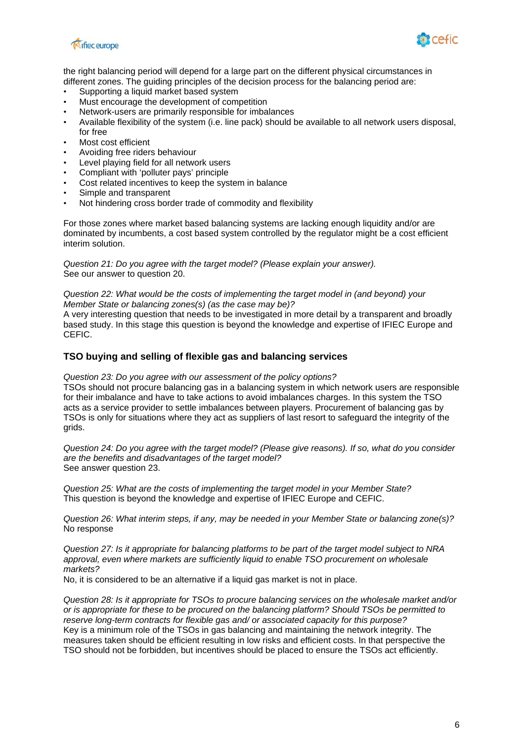the right balancing period will depend for a large part on the different physical circumstances in different zones. The guiding principles of the decision process for the balancing period are:

- Supporting a liquid market based system
- Must encourage the development of competition
- Network-users are primarily responsible for imbalances
- Available flexibility of the system (i.e. line pack) should be available to all network users disposal, for free
- Most cost efficient
- Avoiding free riders behaviour
- Level playing field for all network users
- Compliant with 'polluter pays' principle
- Cost related incentives to keep the system in balance
- Simple and transparent
- Not hindering cross border trade of commodity and flexibility

For those zones where market based balancing systems are lacking enough liquidity and/or are dominated by incumbents, a cost based system controlled by the regulator might be a cost efficient interim solution.

*Question 21: Do you agree with the target model? (Please explain your answer).*
See our answer to question 20.

*Question 22: What would be the costs of implementing the target model in (and beyond) your Member State or balancing zones(s) (as the case may be)?*
A very interesting question that needs to be investigated in more detail by a transparent and broadly based study. In this stage this question is beyond the knowledge and expertise of IFIEC Europe and CEFIC.

### TSO buying and selling of flexible gas and balancing services

*Question 23: Do you agree with our assessment of the policy options?*
TSOs should not procure balancing gas in a balancing system in which network users are responsible for their imbalance and have to take actions to avoid imbalances charges. In this system the TSO acts as a service provider to settle imbalances between players. Procurement of balancing gas by TSOs is only for situations where they act as suppliers of last resort to safeguard the integrity of the grids.

*Question 24: Do you agree with the target model? (Please give reasons). If so, what do you consider are the benefits and disadvantages of the target model?*
See answer question 23.

*Question 25: What are the costs of implementing the target model in your Member State?*
This question is beyond the knowledge and expertise of IFIEC Europe and CEFIC.

*Question 26: What interim steps, if any, may be needed in your Member State or balancing zone(s)?*
No response

*Question 27: Is it appropriate for balancing platforms to be part of the target model subject to NRA approval, even where markets are sufficiently liquid to enable TSO procurement on wholesale markets?*
No, it is considered to be an alternative if a liquid gas market is not in place.

*Question 28: Is it appropriate for TSOs to procure balancing services on the wholesale market and/or or is appropriate for these to be procured on the balancing platform? Should TSOs be permitted to reserve long-term contracts for flexible gas and/ or associated capacity for this purpose?*
Key is a minimum role of the TSOs in gas balancing and maintaining the network integrity. The measures taken should be efficient resulting in low risks and efficient costs. In that perspective the TSO should not be forbidden, but incentives should be placed to ensure the TSOs act efficiently.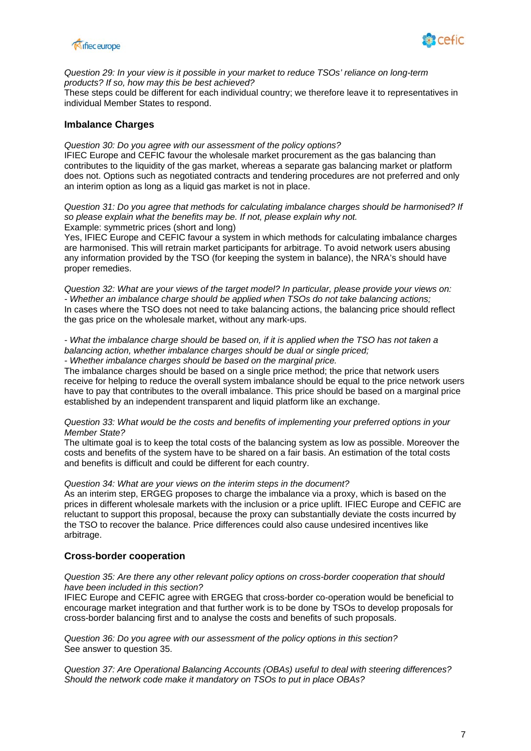*Question 29: In your view is it possible in your market to reduce TSOs' reliance on long-term products? If so, how may this be best achieved?*
These steps could be different for each individual country; we therefore leave it to representatives in individual Member States to respond.

### Imbalance Charges

*Question 30: Do you agree with our assessment of the policy options?*
IFIEC Europe and CEFIC favour the wholesale market procurement as the gas balancing than contributes to the liquidity of the gas market, whereas a separate gas balancing market or platform does not. Options such as negotiated contracts and tendering procedures are not preferred and only an interim option as long as a liquid gas market is not in place.

*Question 31: Do you agree that methods for calculating imbalance charges should be harmonised? If so please explain what the benefits may be. If not, please explain why not.*
Example: symmetric prices (short and long)
Yes, IFIEC Europe and CEFIC favour a system in which methods for calculating imbalance charges are harmonised. This will retrain market participants for arbitrage. To avoid network users abusing any information provided by the TSO (for keeping the system in balance), the NRA's should have proper remedies.

*Question 32: What are your views of the target model? In particular, please provide your views on:*
*- Whether an imbalance charge should be applied when TSOs do not take balancing actions;*
In cases where the TSO does not need to take balancing actions, the balancing price should reflect the gas price on the wholesale market, without any mark-ups.

*- What the imbalance charge should be based on, if it is applied when the TSO has not taken a balancing action, whether imbalance charges should be dual or single priced;*
*- Whether imbalance charges should be based on the marginal price.*
The imbalance charges should be based on a single price method; the price that network users receive for helping to reduce the overall system imbalance should be equal to the price network users have to pay that contributes to the overall imbalance. This price should be based on a marginal price established by an independent transparent and liquid platform like an exchange.

*Question 33: What would be the costs and benefits of implementing your preferred options in your Member State?*
The ultimate goal is to keep the total costs of the balancing system as low as possible. Moreover the costs and benefits of the system have to be shared on a fair basis. An estimation of the total costs and benefits is difficult and could be different for each country.

*Question 34: What are your views on the interim steps in the document?*
As an interim step, ERGEG proposes to charge the imbalance via a proxy, which is based on the prices in different wholesale markets with the inclusion or a price uplift. IFIEC Europe and CEFIC are reluctant to support this proposal, because the proxy can substantially deviate the costs incurred by the TSO to recover the balance. Price differences could also cause undesired incentives like arbitrage.

### Cross-border cooperation

*Question 35: Are there any other relevant policy options on cross-border cooperation that should have been included in this section?*
IFIEC Europe and CEFIC agree with ERGEG that cross-border co-operation would be beneficial to encourage market integration and that further work is to be done by TSOs to develop proposals for cross-border balancing first and to analyse the costs and benefits of such proposals.

*Question 36: Do you agree with our assessment of the policy options in this section?*
See answer to question 35.

*Question 37: Are Operational Balancing Accounts (OBAs) useful to deal with steering differences? Should the network code make it mandatory on TSOs to put in place OBAs?*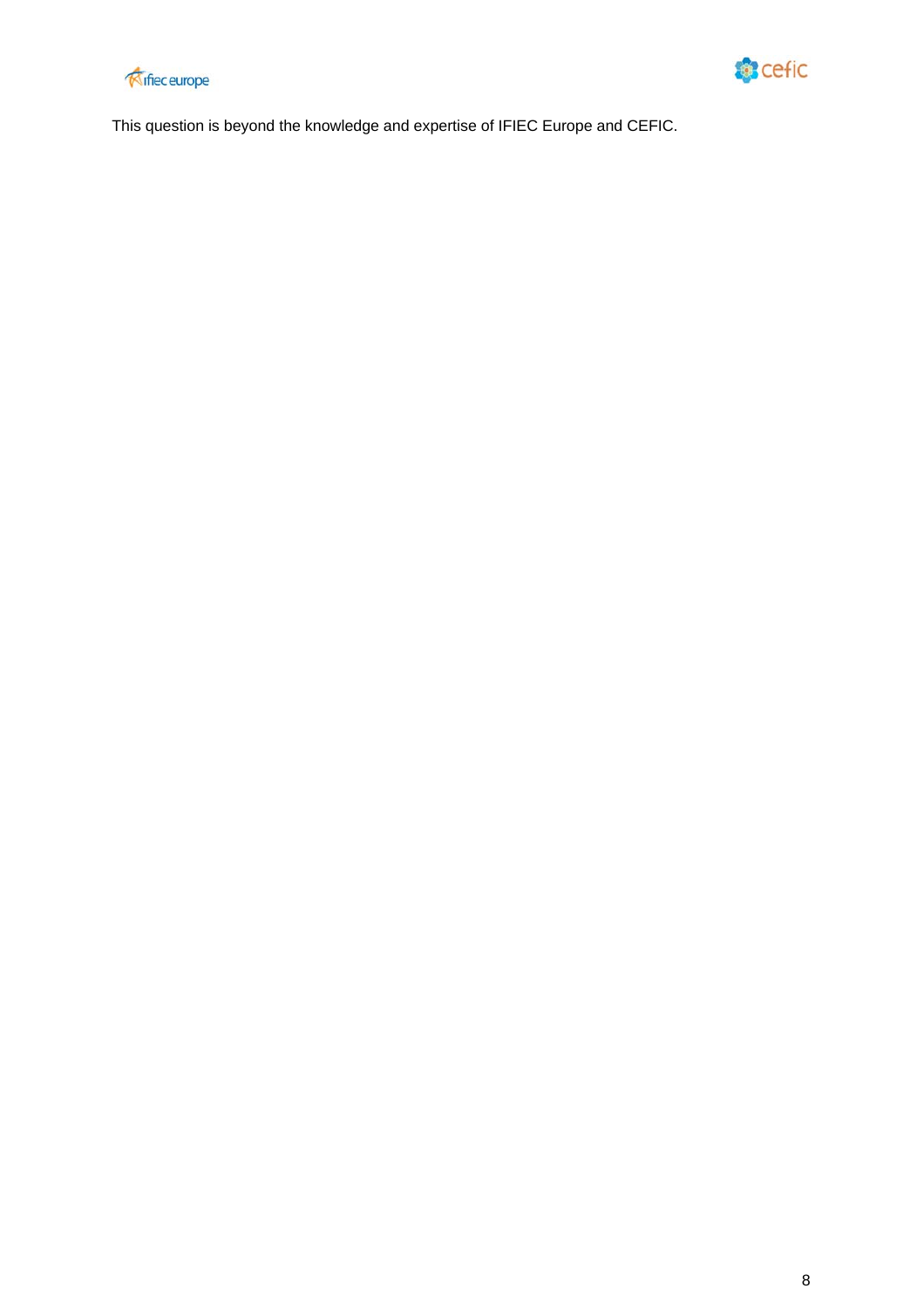This question is beyond the knowledge and expertise of IFIEC Europe and CEFIC.